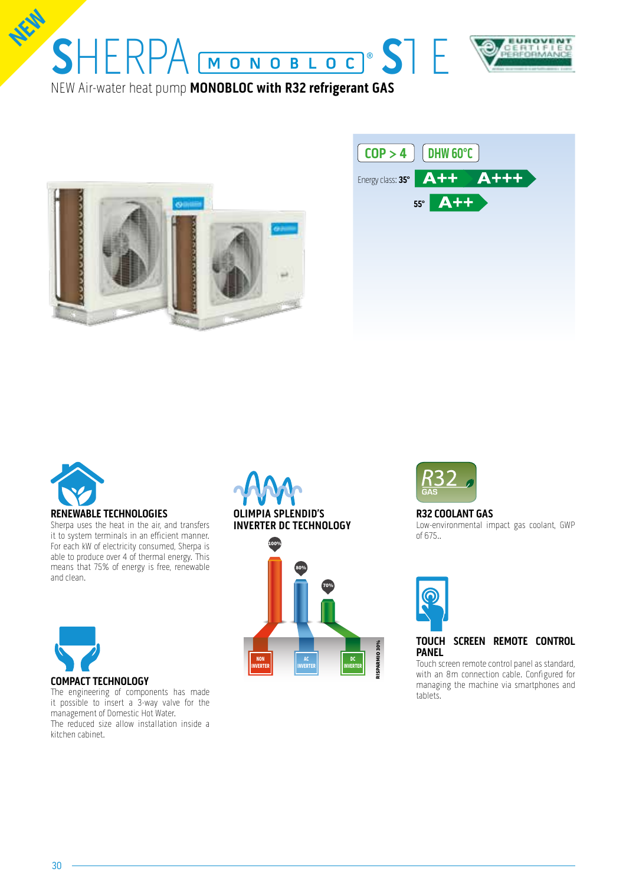NEW

# SHERPA MONOBLOC® S1 E

NEW Air-water heat pump **MONOBLOC with R32 refrigerant GAS**

COP > 4 | DHW 60°C

Energy class: **35°** A++ A+++

**55°** A++

### RENEWABLE TECHNOLOGIES

Sherpa uses the heat in the air, and transfers it to system terminals in an efficient manner. For each kW of electricity consumed, Sherpa is able to produce over 4 of thermal energy. This means that 75% of energy is free, renewable and clean.

### COMPACT TECHNOLOGY

The engineering of components has made it possible to insert a 3-way valve for the management of Domestic Hot Water.
The reduced size allow installation inside a kitchen cabinet.

### OLIMPIA SPLENDID'S INVERTER DC TECHNOLOGY

100% NON INVERTER
80% AC INVERTER
70% DC INVERTER
RISPARMIO 30%

### R32 COOLANT GAS

Low-environmental impact gas coolant, GWP of 675..

### TOUCH SCREEN REMOTE CONTROL PANEL

Touch screen remote control panel as standard, with an 8m connection cable. Configured for managing the machine via smartphones and tablets.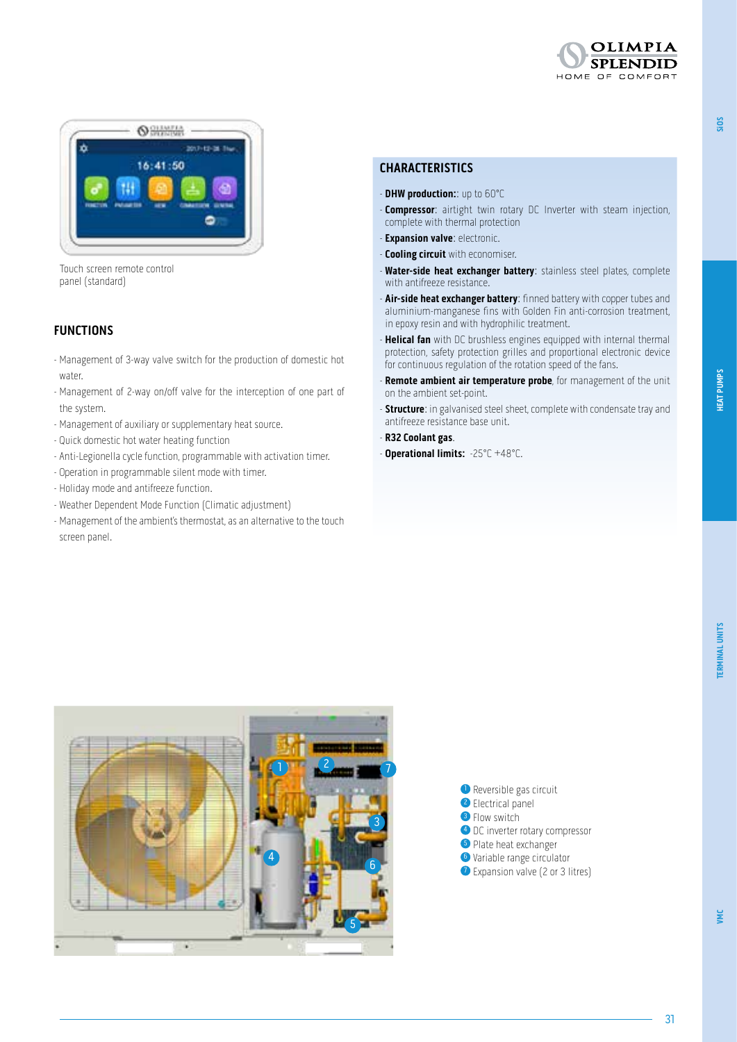Touch screen remote control panel (standard)

## FUNCTIONS

- Management of 3-way valve switch for the production of domestic hot water.
- Management of 2-way on/off valve for the interception of one part of the system.
- Management of auxiliary or supplementary heat source.
- Quick domestic hot water heating function
- Anti-Legionella cycle function, programmable with activation timer.
- Operation in programmable silent mode with timer.
- Holiday mode and antifreeze function.
- Weather Dependent Mode Function (Climatic adjustment)
- Management of the ambient's thermostat, as an alternative to the touch screen panel.

## CHARACTERISTICS

- **DHW production:**: up to 60°C
- **Compressor**: airtight twin rotary DC Inverter with steam injection, complete with thermal protection
- **Expansion valve**: electronic.
- **Cooling circuit** with economiser.
- **Water-side heat exchanger battery**: stainless steel plates, complete with antifreeze resistance.
- **Air-side heat exchanger battery**: finned battery with copper tubes and aluminium-manganese fins with Golden Fin anti-corrosion treatment, in epoxy resin and with hydrophilic treatment.
- **Helical fan** with DC brushless engines equipped with internal thermal protection, safety protection grilles and proportional electronic device for continuous regulation of the rotation speed of the fans.
- **Remote ambient air temperature probe**, for management of the unit on the ambient set-point.
- **Structure**: in galvanised steel sheet, complete with condensate tray and antifreeze resistance base unit.
- **R32 Coolant gas**.
- **Operational limits:** -25°C +48°C.

1. Reversible gas circuit
2. Electrical panel
3. Flow switch
4. DC inverter rotary compressor
5. Plate heat exchanger
6. Variable range circulator
7. Expansion valve (2 or 3 litres)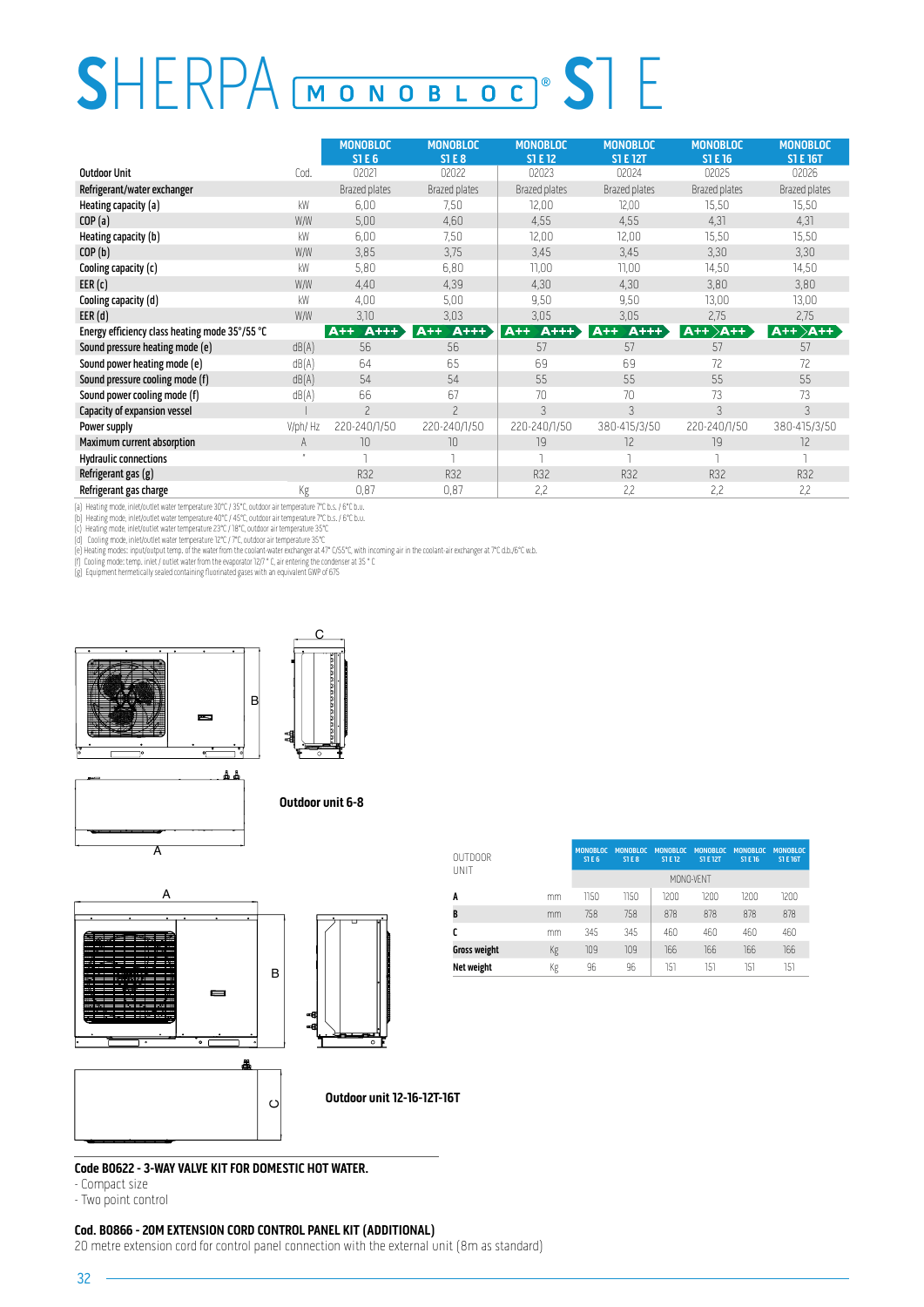# SHERPA MONOBLOC® S1 E

| | | MONOBLOC S1 E 6 | MONOBLOC S1 E 8 | MONOBLOC S1 E 12 | MONOBLOC S1 E 12T | MONOBLOC S1 E 16 | MONOBLOC S1 E 16T |
|---|---|---|---|---|---|---|---|
| **Outdoor Unit** | Cod. | 02021 | 02022 | 02023 | 02024 | 02025 | 02026 |
| **Refrigerant/water exchanger** | | Brazed plates | Brazed plates | Brazed plates | Brazed plates | Brazed plates | Brazed plates |
| **Heating capacity (a)** | kW | 6,00 | 7,50 | 12,00 | 12,00 | 15,50 | 15,50 |
| **COP (a)** | W/W | 5,00 | 4,60 | 4,55 | 4,55 | 4,31 | 4,31 |
| **Heating capacity (b)** | kW | 6,00 | 7,50 | 12,00 | 12,00 | 15,50 | 15,50 |
| **COP (b)** | W/W | 3,85 | 3,75 | 3,45 | 3,45 | 3,30 | 3,30 |
| **Cooling capacity (c)** | kW | 5,80 | 6,80 | 11,00 | 11,00 | 14,50 | 14,50 |
| **EER (c)** | W/W | 4,40 | 4,39 | 4,30 | 4,30 | 3,80 | 3,80 |
| **Cooling capacity (d)** | kW | 4,00 | 5,00 | 9,50 | 9,50 | 13,00 | 13,00 |
| **EER (d)** | W/W | 3,10 | 3,03 | 3,05 | 3,05 | 2,75 | 2,75 |
| **Energy efficiency class heating mode 35°/55 °C** | | A++ A+++ | A++ A+++ | A++ A+++ | A++ A+++ | A++ A++ | A++ A++ |
| **Sound pressure heating mode (e)** | dB(A) | 56 | 56 | 57 | 57 | 57 | 57 |
| **Sound power heating mode (e)** | dB(A) | 64 | 65 | 69 | 69 | 72 | 72 |
| **Sound pressure cooling mode (f)** | dB(A) | 54 | 54 | 55 | 55 | 55 | 55 |
| **Sound power cooling mode (f)** | dB(A) | 66 | 67 | 70 | 70 | 73 | 73 |
| **Capacity of expansion vessel** | l | 2 | 2 | 3 | 3 | 3 | 3 |
| **Power supply** | V/ph/ Hz | 220-240/1/50 | 220-240/1/50 | 220-240/1/50 | 380-415/3/50 | 220-240/1/50 | 380-415/3/50 |
| **Maximum current absorption** | A | 10 | 10 | 19 | 12 | 19 | 12 |
| **Hydraulic connections** | " | 1 | 1 | 1 | 1 | 1 | 1 |
| **Refrigerant gas (g)** | | R32 | R32 | R32 | R32 | R32 | R32 |
| **Refrigerant gas charge** | Kg | 0,87 | 0,87 | 2,2 | 2,2 | 2,2 | 2,2 |

(a) Heating mode, inlet/outlet water temperature 30°C / 35°C, outdoor air temperature 7°C b.s. / 6°C b.u.
(b) Heating mode, inlet/outlet water temperature 40°C / 45°C, outdoor air temperature 7°C b.s. / 6°C b.u.
(c) Heating mode, inlet/outlet water temperature 23°C / 18°C, outdoor air temperature 35°C
(d) Cooling mode, inlet/outlet water temperature 12°C / 7°C, outdoor air temperature 35°C
(e) Heating modes: input/output temp. of the water from the coolant-water exchanger at 47° C/55°C, with incoming air in the coolant-air exchanger at 7°C d.b./6°C w.b.
(f) Cooling mode: temp. inlet / outlet water from the evaporator 12/7 ° C, air entering the condenser at 35 ° C
(g) Equipment hermetically sealed containing fluorinated gases with an equivalent GWP of 675

**Outdoor unit 6-8**

**Outdoor unit 12-16-12T-16T**

| OUTDOOR UNIT | | MONOBLOC S1 E 6 | MONOBLOC S1 E 8 | MONOBLOC S1 E 12 | MONOBLOC S1 E 12T | MONOBLOC S1 E 16 | MONOBLOC S1 E 16T |
|---|---|---|---|---|---|---|---|
| | | MONO-VENT | | | | | |
| **A** | mm | 1150 | 1150 | 1200 | 1200 | 1200 | 1200 |
| **B** | mm | 758 | 758 | 878 | 878 | 878 | 878 |
| **C** | mm | 345 | 345 | 460 | 460 | 460 | 460 |
| **Gross weight** | Kg | 109 | 109 | 166 | 166 | 166 | 166 |
| **Net weight** | Kg | 96 | 96 | 151 | 151 | 151 | 151 |

**Code B0622 - 3-WAY VALVE KIT FOR DOMESTIC HOT WATER.**
- Compact size
- Two point control

**Cod. B0866 - 20M EXTENSION CORD CONTROL PANEL KIT (ADDITIONAL)**
20 metre extension cord for control panel connection with the external unit (8m as standard)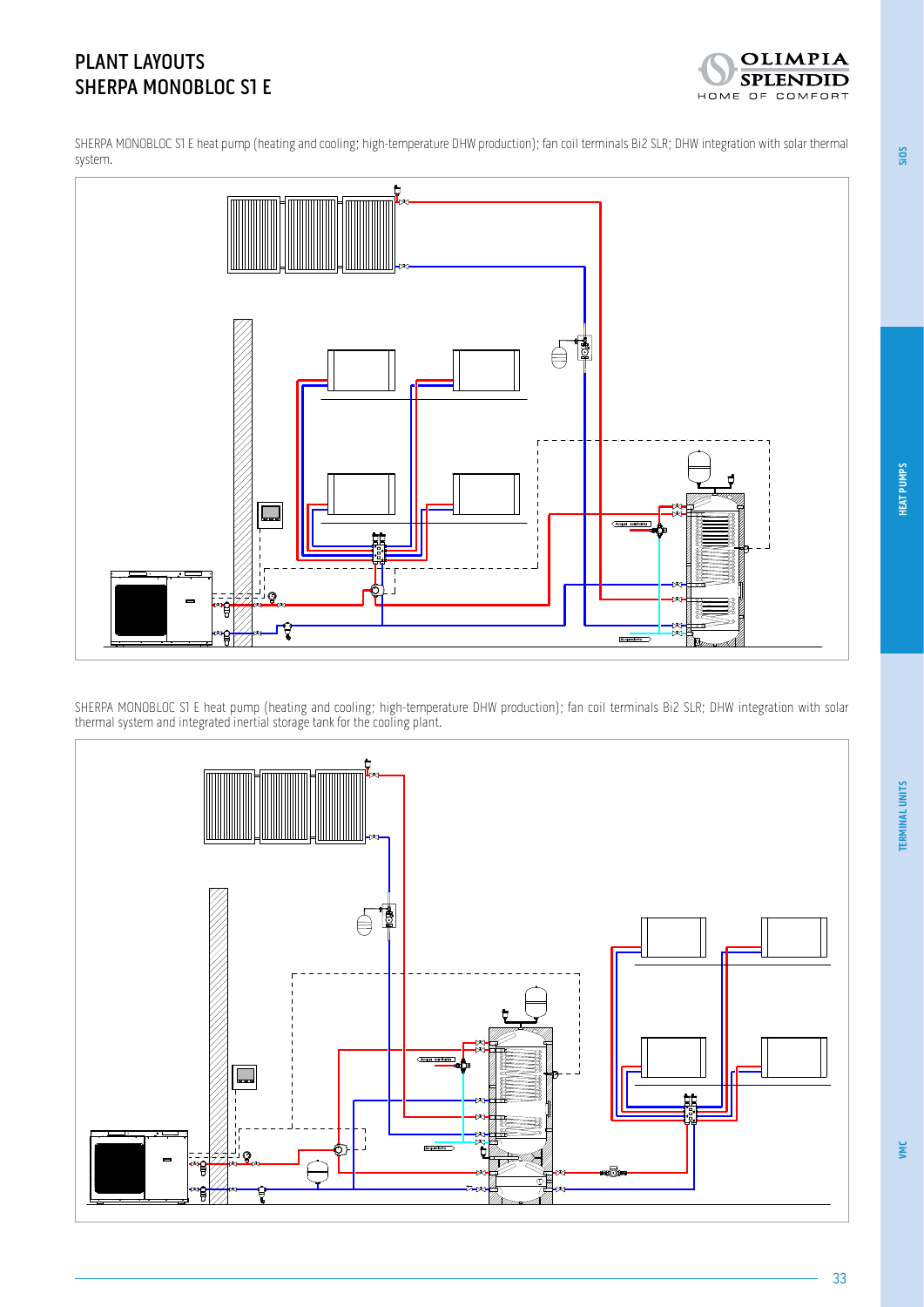# PLANT LAYOUTS
# SHERPA MONOBLOC S1 E

SHERPA MONOBLOC S1 E heat pump (heating and cooling; high-temperature DHW production); fan coil terminals Bi2 SLR; DHW integration with solar thermal system.

Acqua sanitaria

Acquedotto

SHERPA MONOBLOC S1 E heat pump (heating and cooling; high-temperature DHW production); fan coil terminals Bi2 SLR; DHW integration with solar thermal system and integrated inertial storage tank for the cooling plant.

Acqua sanitaria

Acquedotto